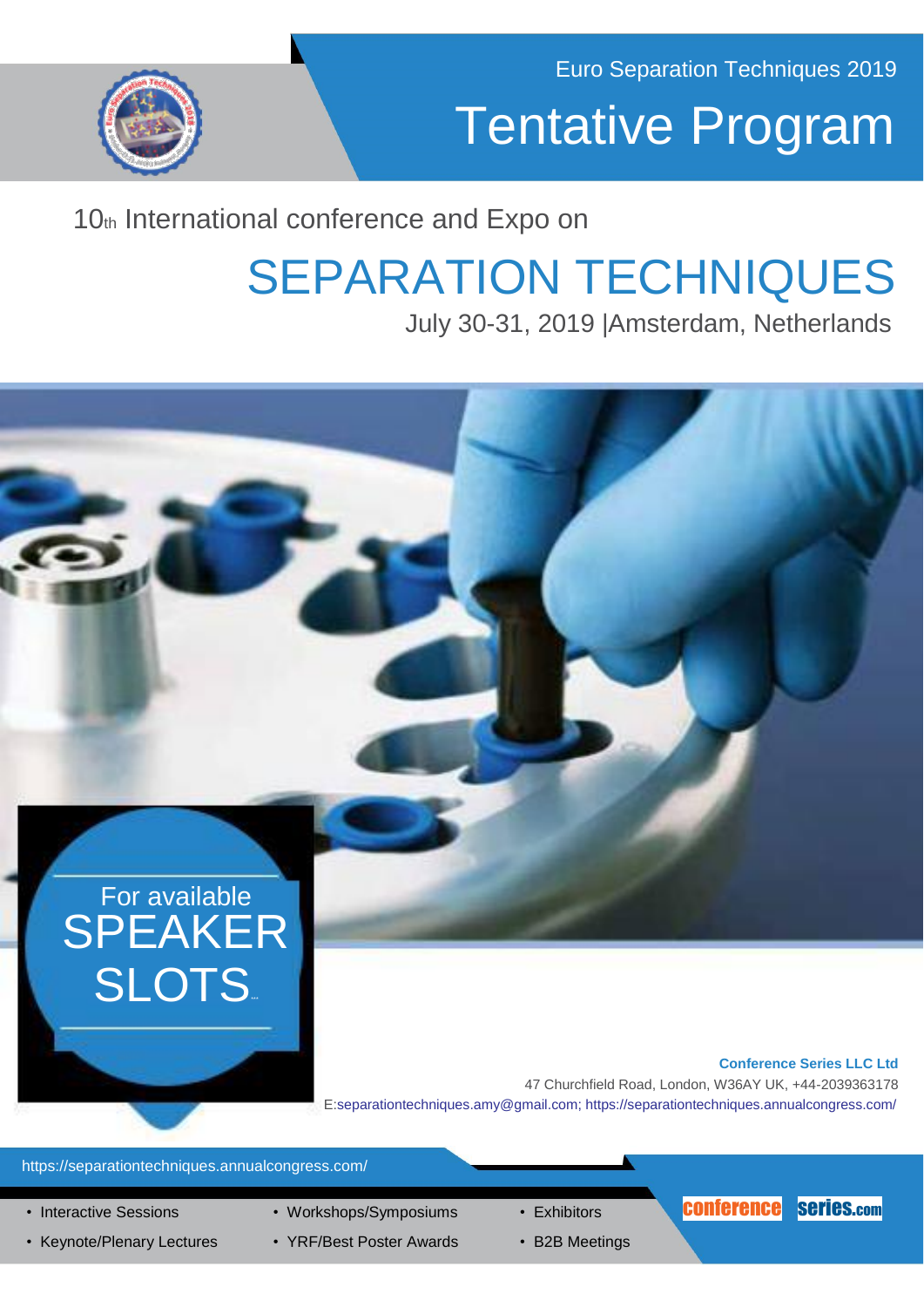Euro Separation Techniques 2019

# Tentative Program

10th International conference and Expo on

# SEPARATION TECHNIQUES

July 30-31, 2019 |Amsterdam, Netherlands

For available
**SPEAKER SLOTS**

**Conference Series LLC Ltd**
47 Churchfield Road, London, W36AY UK, +44-2039363178
E:separationtechniques.amy@gmail.com; https://separationtechniques.annualcongress.com/

https://separationtechniques.annualcongress.com/

- Interactive Sessions
- Keynote/Plenary Lectures
- Workshops/Symposiums
- YRF/Best Poster Awards
- Exhibitors
- B2B Meetings

conferenceseries.com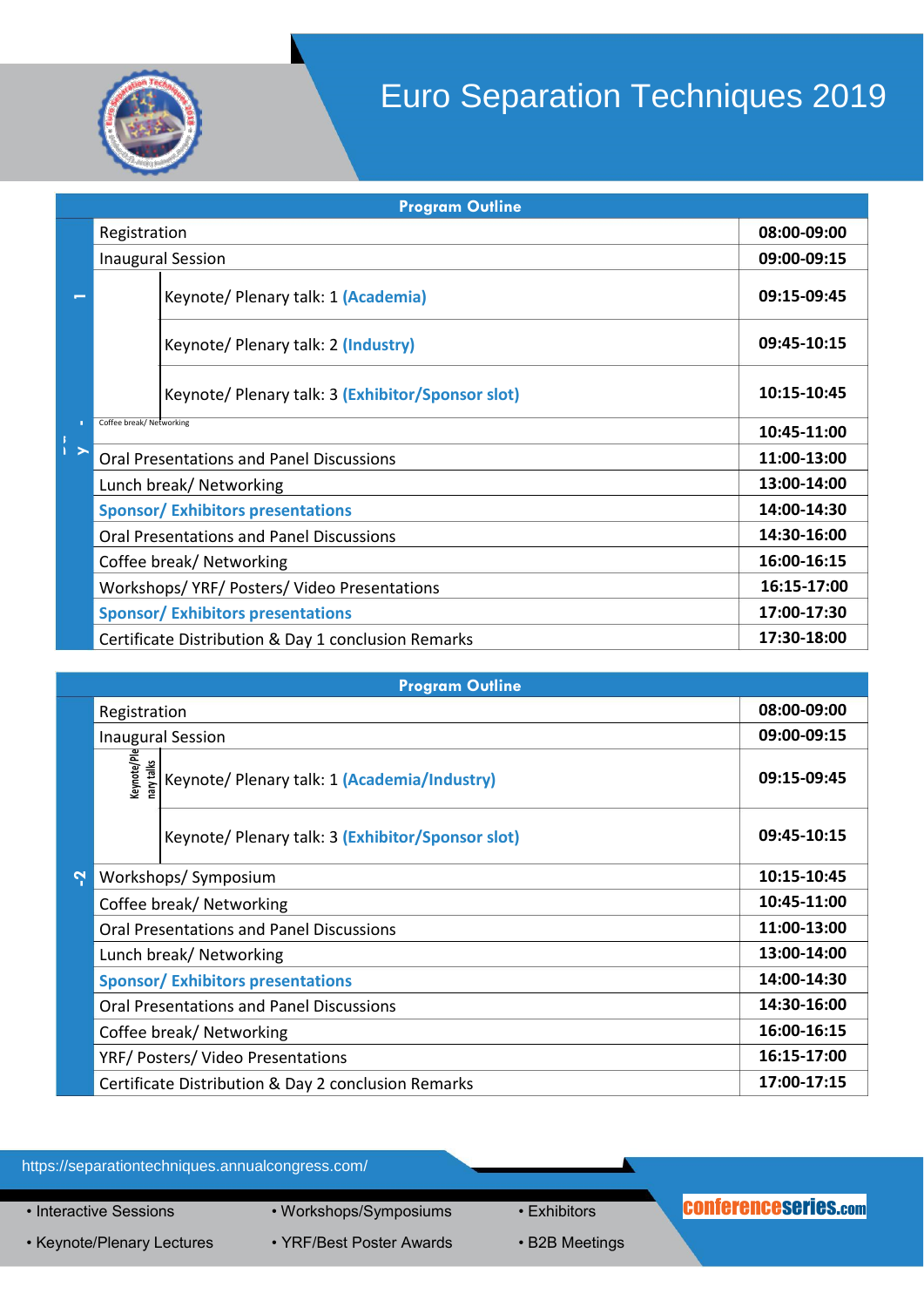# Euro Separation Techniques 2019

| Program Outline | | |
|---|---|---|
| Day-1 | Registration | 08:00-09:00 |
| | Inaugural Session | 09:00-09:15 |
| | Keynote/ Plenary talk: 1 (Academia) | 09:15-09:45 |
| | Keynote/ Plenary talk: 2 (Industry) | 09:45-10:15 |
| | Keynote/ Plenary talk: 3 (Exhibitor/Sponsor slot) | 10:15-10:45 |
| | Coffee break/ Networking | 10:45-11:00 |
| | Oral Presentations and Panel Discussions | 11:00-13:00 |
| | Lunch break/ Networking | 13:00-14:00 |
| | Sponsor/ Exhibitors presentations | 14:00-14:30 |
| | Oral Presentations and Panel Discussions | 14:30-16:00 |
| | Coffee break/ Networking | 16:00-16:15 |
| | Workshops/ YRF/ Posters/ Video Presentations | 16:15-17:00 |
| | Sponsor/ Exhibitors presentations | 17:00-17:30 |
| | Certificate Distribution & Day 1 conclusion Remarks | 17:30-18:00 |

| Program Outline | | |
|---|---|---|
| Day-2 | Registration | 08:00-09:00 |
| | Inaugural Session | 09:00-09:15 |
| | Keynote/Plenary talks: Keynote/ Plenary talk: 1 (Academia/Industry) | 09:15-09:45 |
| | Keynote/ Plenary talk: 3 (Exhibitor/Sponsor slot) | 09:45-10:15 |
| | Workshops/ Symposium | 10:15-10:45 |
| | Coffee break/ Networking | 10:45-11:00 |
| | Oral Presentations and Panel Discussions | 11:00-13:00 |
| | Lunch break/ Networking | 13:00-14:00 |
| | Sponsor/ Exhibitors presentations | 14:00-14:30 |
| | Oral Presentations and Panel Discussions | 14:30-16:00 |
| | Coffee break/ Networking | 16:00-16:15 |
| | YRF/ Posters/ Video Presentations | 16:15-17:00 |
| | Certificate Distribution & Day 2 conclusion Remarks | 17:00-17:15 |

https://separationtechniques.annualcongress.com/

- Interactive Sessions
- Keynote/Plenary Lectures
- Workshops/Symposiums
- YRF/Best Poster Awards
- Exhibitors
- B2B Meetings

conferenceseries.com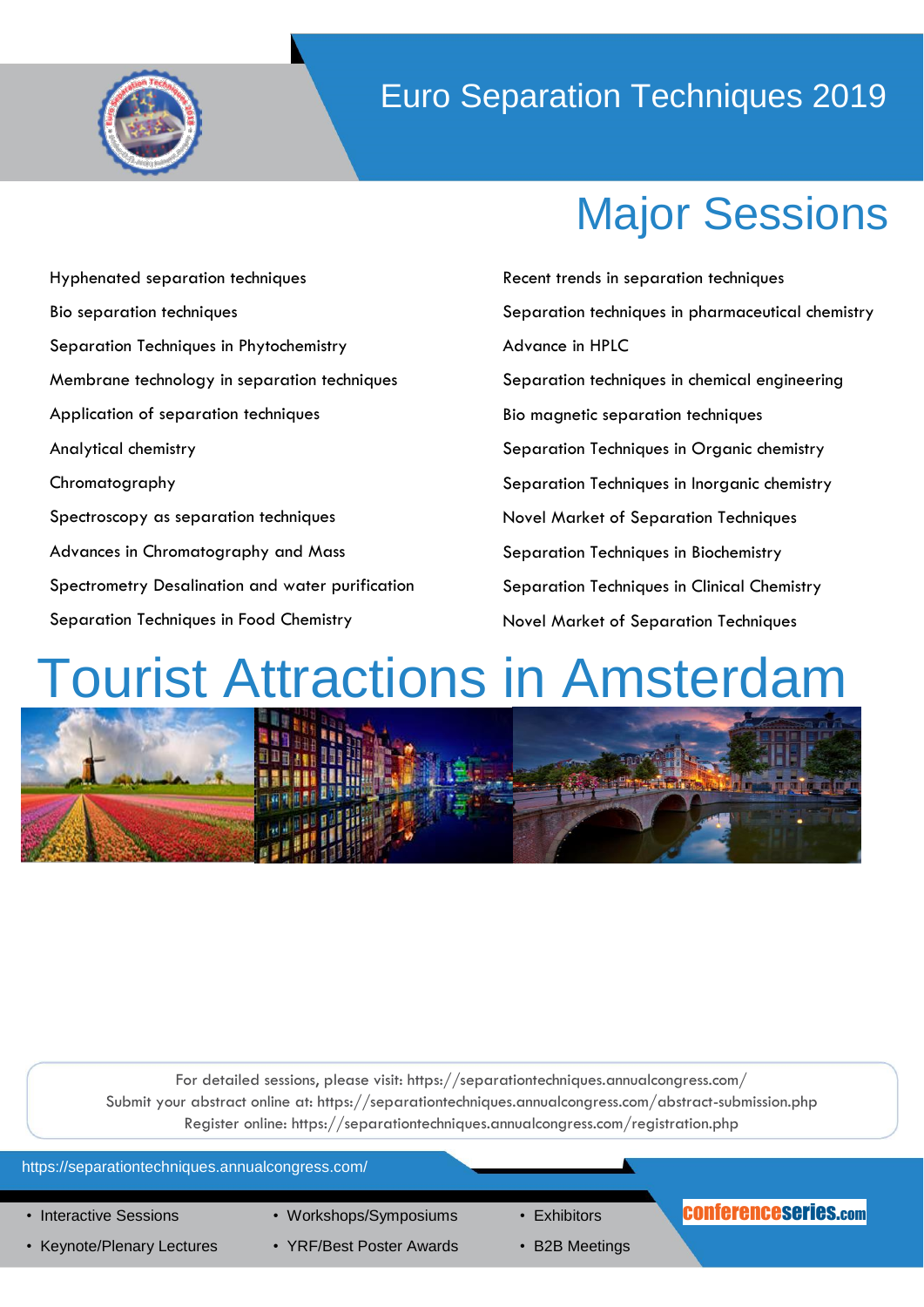# Euro Separation Techniques 2019

## Major Sessions

- Hyphenated separation techniques
- Bio separation techniques
- Separation Techniques in Phytochemistry
- Membrane technology in separation techniques
- Application of separation techniques
- Analytical chemistry
- Chromatography
- Spectroscopy as separation techniques
- Advances in Chromatography and Mass
- Spectrometry Desalination and water purification
- Separation Techniques in Food Chemistry
- Recent trends in separation techniques
- Separation techniques in pharmaceutical chemistry
- Advance in HPLC
- Separation techniques in chemical engineering
- Bio magnetic separation techniques
- Separation Techniques in Organic chemistry
- Separation Techniques in Inorganic chemistry
- Novel Market of Separation Techniques
- Separation Techniques in Biochemistry
- Separation Techniques in Clinical Chemistry
- Novel Market of Separation Techniques

# Tourist Attractions in Amsterdam

For detailed sessions, please visit: https://separationtechniques.annualcongress.com/
Submit your abstract online at: https://separationtechniques.annualcongress.com/abstract-submission.php
Register online: https://separationtechniques.annualcongress.com/registration.php

https://separationtechniques.annualcongress.com/

- Interactive Sessions
- Keynote/Plenary Lectures
- Workshops/Symposiums
- YRF/Best Poster Awards
- Exhibitors
- B2B Meetings

conferenceseries.com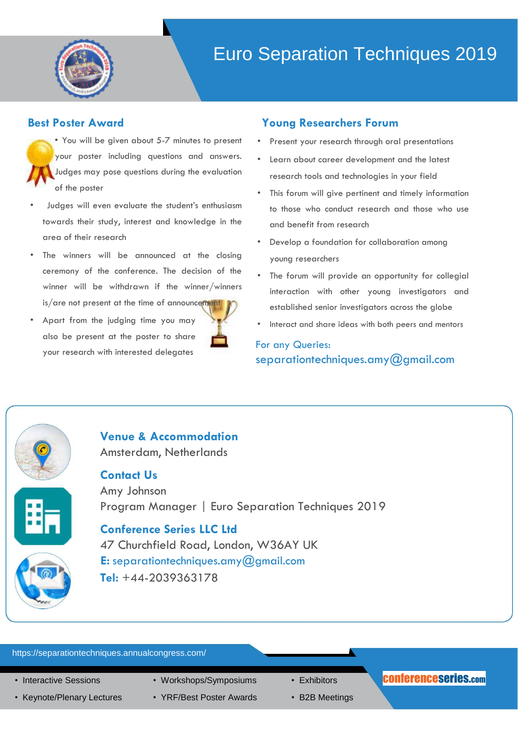# Euro Separation Techniques 2019

## Best Poster Award

- You will be given about 5-7 minutes to present your poster including questions and answers. Judges may pose questions during the evaluation of the poster
- Judges will even evaluate the student's enthusiasm towards their study, interest and knowledge in the area of their research
- The winners will be announced at the closing ceremony of the conference. The decision of the winner will be withdrawn if the winner/winners is/are not present at the time of announcement
- Apart from the judging time you may also be present at the poster to share your research with interested delegates

## Young Researchers Forum

- Present your research through oral presentations
- Learn about career development and the latest research tools and technologies in your field
- This forum will give pertinent and timely information to those who conduct research and those who use and benefit from research
- Develop a foundation for collaboration among young researchers
- The forum will provide an opportunity for collegial interaction with other young investigators and established senior investigators across the globe
- Interact and share ideas with both peers and mentors

For any Queries:
separationtechniques.amy@gmail.com

## Venue & Accommodation

Amsterdam, Netherlands

## Contact Us

Amy Johnson
Program Manager | Euro Separation Techniques 2019

## Conference Series LLC Ltd

47 Churchfield Road, London, W36AY UK
**E:** separationtechniques.amy@gmail.com
**Tel:** +44-2039363178

https://separationtechniques.annualcongress.com/

- Interactive Sessions
- Keynote/Plenary Lectures
- Workshops/Symposiums
- YRF/Best Poster Awards
- Exhibitors
- B2B Meetings

conferenceseries.com